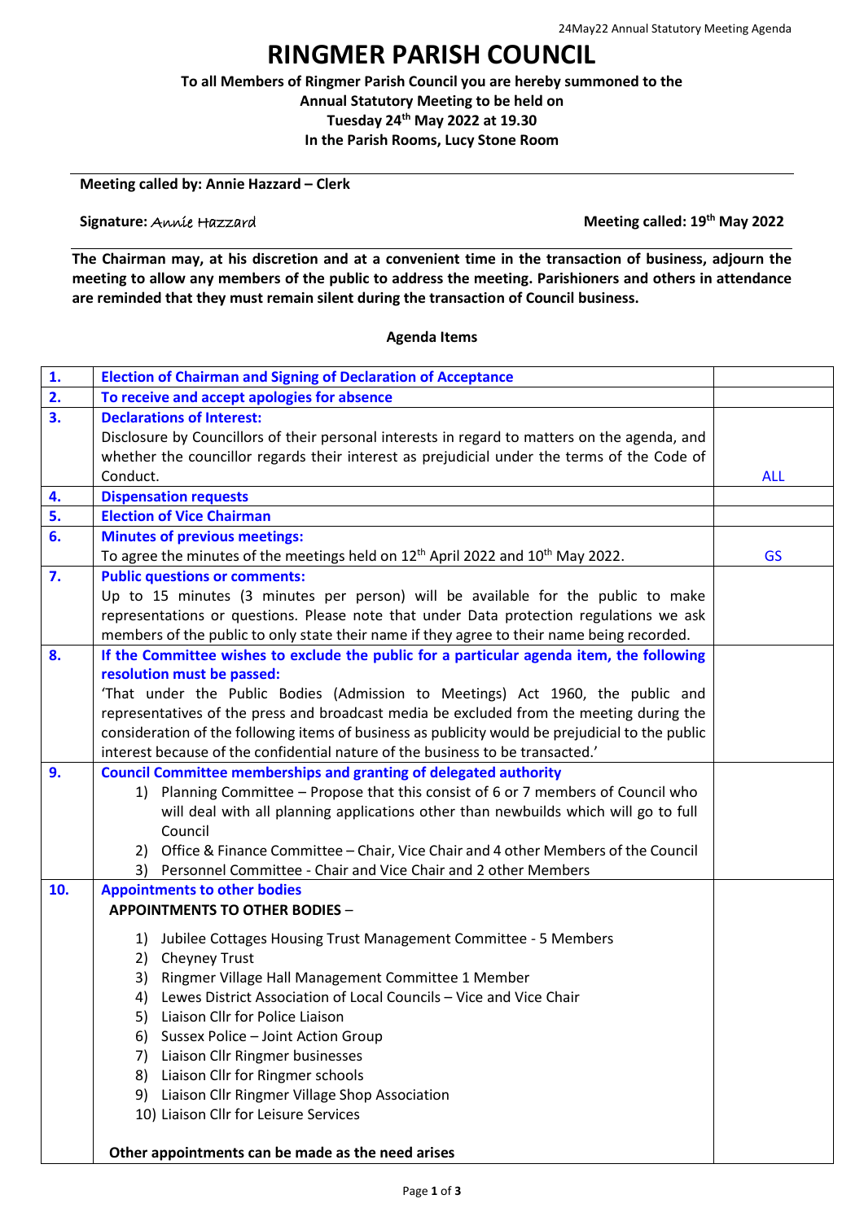# RINGMER PARISH COUNCIL

**To all Members of Ringmer Parish Council you are hereby summoned to the Annual Statutory Meeting to be held on Tuesday 24th May 2022 at 19.30 In the Parish Rooms, Lucy Stone Room**

**Meeting called by: Annie Hazzard – Clerk**

**Signature:** Annie Hazzard

**Meeting called: 19th May 2022**

**The Chairman may, at his discretion and at a convenient time in the transaction of business, adjourn the meeting to allow any members of the public to address the meeting. Parishioners and others in attendance are reminded that they must remain silent during the transaction of Council business.**

**Agenda Items**

| | | |
|---|---|---|
| **1.** | **Election of Chairman and Signing of Declaration of Acceptance** | |
| **2.** | **To receive and accept apologies for absence** | |
| **3.** | **Declarations of Interest:**<br>Disclosure by Councillors of their personal interests in regard to matters on the agenda, and whether the councillor regards their interest as prejudicial under the terms of the Code of Conduct. | ALL |
| **4.** | **Dispensation requests** | |
| **5.** | **Election of Vice Chairman** | |
| **6.** | **Minutes of previous meetings:**<br>To agree the minutes of the meetings held on 12th April 2022 and 10th May 2022. | GS |
| **7.** | **Public questions or comments:**<br>Up to 15 minutes (3 minutes per person) will be available for the public to make representations or questions. Please note that under Data protection regulations we ask members of the public to only state their name if they agree to their name being recorded. | |
| **8.** | **If the Committee wishes to exclude the public for a particular agenda item, the following resolution must be passed:**<br>'That under the Public Bodies (Admission to Meetings) Act 1960, the public and representatives of the press and broadcast media be excluded from the meeting during the consideration of the following items of business as publicity would be prejudicial to the public interest because of the confidential nature of the business to be transacted.' | |
| **9.** | **Council Committee memberships and granting of delegated authority**<br>1) Planning Committee – Propose that this consist of 6 or 7 members of Council who will deal with all planning applications other than newbuilds which will go to full Council<br>2) Office & Finance Committee – Chair, Vice Chair and 4 other Members of the Council<br>3) Personnel Committee - Chair and Vice Chair and 2 other Members | |
| **10.** | **Appointments to other bodies**<br>**APPOINTMENTS TO OTHER BODIES** –<br>1) Jubilee Cottages Housing Trust Management Committee - 5 Members<br>2) Cheyney Trust<br>3) Ringmer Village Hall Management Committee 1 Member<br>4) Lewes District Association of Local Councils – Vice and Vice Chair<br>5) Liaison Cllr for Police Liaison<br>6) Sussex Police – Joint Action Group<br>7) Liaison Cllr Ringmer businesses<br>8) Liaison Cllr for Ringmer schools<br>9) Liaison Cllr Ringmer Village Shop Association<br>10) Liaison Cllr for Leisure Services<br>**Other appointments can be made as the need arises** | |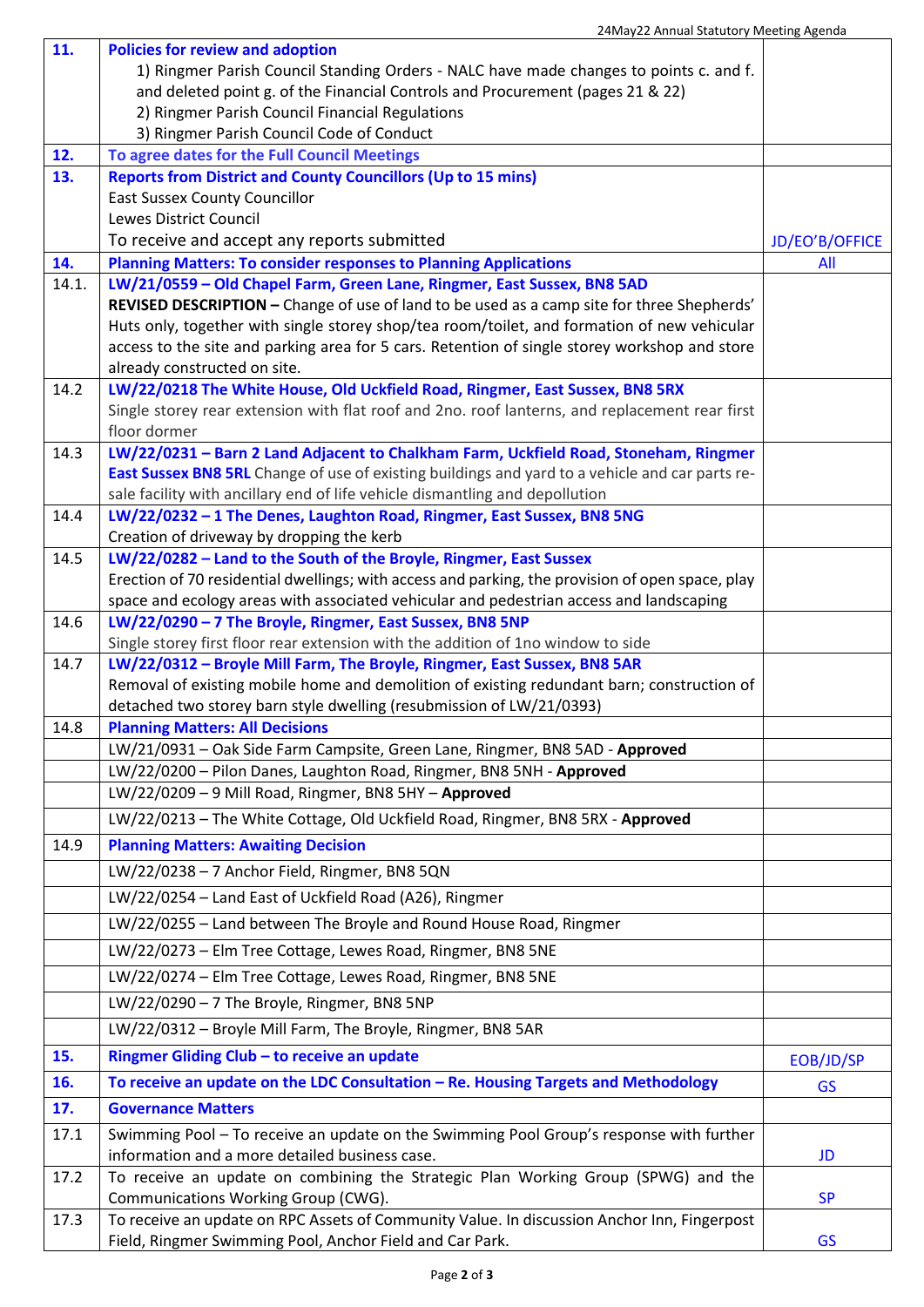| | | |
|---|---|---|
| **11.** | **Policies for review and adoption**<br>1) Ringmer Parish Council Standing Orders - NALC have made changes to points c. and f. and deleted point g. of the Financial Controls and Procurement (pages 21 & 22)<br>2) Ringmer Parish Council Financial Regulations<br>3) Ringmer Parish Council Code of Conduct | |
| **12.** | **To agree dates for the Full Council Meetings** | |
| **13.** | **Reports from District and County Councillors (Up to 15 mins)**<br>East Sussex County Councillor<br>Lewes District Council<br>To receive and accept any reports submitted | JD/EO'B/OFFICE |
| **14.** | **Planning Matters: To consider responses to Planning Applications** | All |
| 14.1. | **LW/21/0559 – Old Chapel Farm, Green Lane, Ringmer, East Sussex, BN8 5AD**<br>**REVISED DESCRIPTION –** Change of use of land to be used as a camp site for three Shepherds' Huts only, together with single storey shop/tea room/toilet, and formation of new vehicular access to the site and parking area for 5 cars. Retention of single storey workshop and store already constructed on site. | |
| 14.2 | **LW/22/0218 The White House, Old Uckfield Road, Ringmer, East Sussex, BN8 5RX**<br>Single storey rear extension with flat roof and 2no. roof lanterns, and replacement rear first floor dormer | |
| 14.3 | **LW/22/0231 – Barn 2 Land Adjacent to Chalkham Farm, Uckfield Road, Stoneham, Ringmer East Sussex BN8 5RL** Change of use of existing buildings and yard to a vehicle and car parts re-sale facility with ancillary end of life vehicle dismantling and depollution | |
| 14.4 | **LW/22/0232 – 1 The Denes, Laughton Road, Ringmer, East Sussex, BN8 5NG**<br>Creation of driveway by dropping the kerb | |
| 14.5 | **LW/22/0282 – Land to the South of the Broyle, Ringmer, East Sussex**<br>Erection of 70 residential dwellings; with access and parking, the provision of open space, play space and ecology areas with associated vehicular and pedestrian access and landscaping | |
| 14.6 | **LW/22/0290 – 7 The Broyle, Ringmer, East Sussex, BN8 5NP**<br>Single storey first floor rear extension with the addition of 1no window to side | |
| 14.7 | **LW/22/0312 – Broyle Mill Farm, The Broyle, Ringmer, East Sussex, BN8 5AR**<br>Removal of existing mobile home and demolition of existing redundant barn; construction of detached two storey barn style dwelling (resubmission of LW/21/0393) | |
| 14.8 | **Planning Matters: All Decisions** | |
| | LW/21/0931 – Oak Side Farm Campsite, Green Lane, Ringmer, BN8 5AD - **Approved** | |
| | LW/22/0200 – Pilon Danes, Laughton Road, Ringmer, BN8 5NH - **Approved** | |
| | LW/22/0209 – 9 Mill Road, Ringmer, BN8 5HY – **Approved** | |
| | LW/22/0213 – The White Cottage, Old Uckfield Road, Ringmer, BN8 5RX - **Approved** | |
| 14.9 | **Planning Matters: Awaiting Decision** | |
| | LW/22/0238 – 7 Anchor Field, Ringmer, BN8 5QN | |
| | LW/22/0254 – Land East of Uckfield Road (A26), Ringmer | |
| | LW/22/0255 – Land between The Broyle and Round House Road, Ringmer | |
| | LW/22/0273 – Elm Tree Cottage, Lewes Road, Ringmer, BN8 5NE | |
| | LW/22/0274 – Elm Tree Cottage, Lewes Road, Ringmer, BN8 5NE | |
| | LW/22/0290 – 7 The Broyle, Ringmer, BN8 5NP | |
| | LW/22/0312 – Broyle Mill Farm, The Broyle, Ringmer, BN8 5AR | |
| **15.** | **Ringmer Gliding Club – to receive an update** | EOB/JD/SP |
| **16.** | **To receive an update on the LDC Consultation – Re. Housing Targets and Methodology** | GS |
| **17.** | **Governance Matters** | |
| 17.1 | Swimming Pool – To receive an update on the Swimming Pool Group's response with further information and a more detailed business case. | JD |
| 17.2 | To receive an update on combining the Strategic Plan Working Group (SPWG) and the Communications Working Group (CWG). | SP |
| 17.3 | To receive an update on RPC Assets of Community Value. In discussion Anchor Inn, Fingerpost Field, Ringmer Swimming Pool, Anchor Field and Car Park. | GS |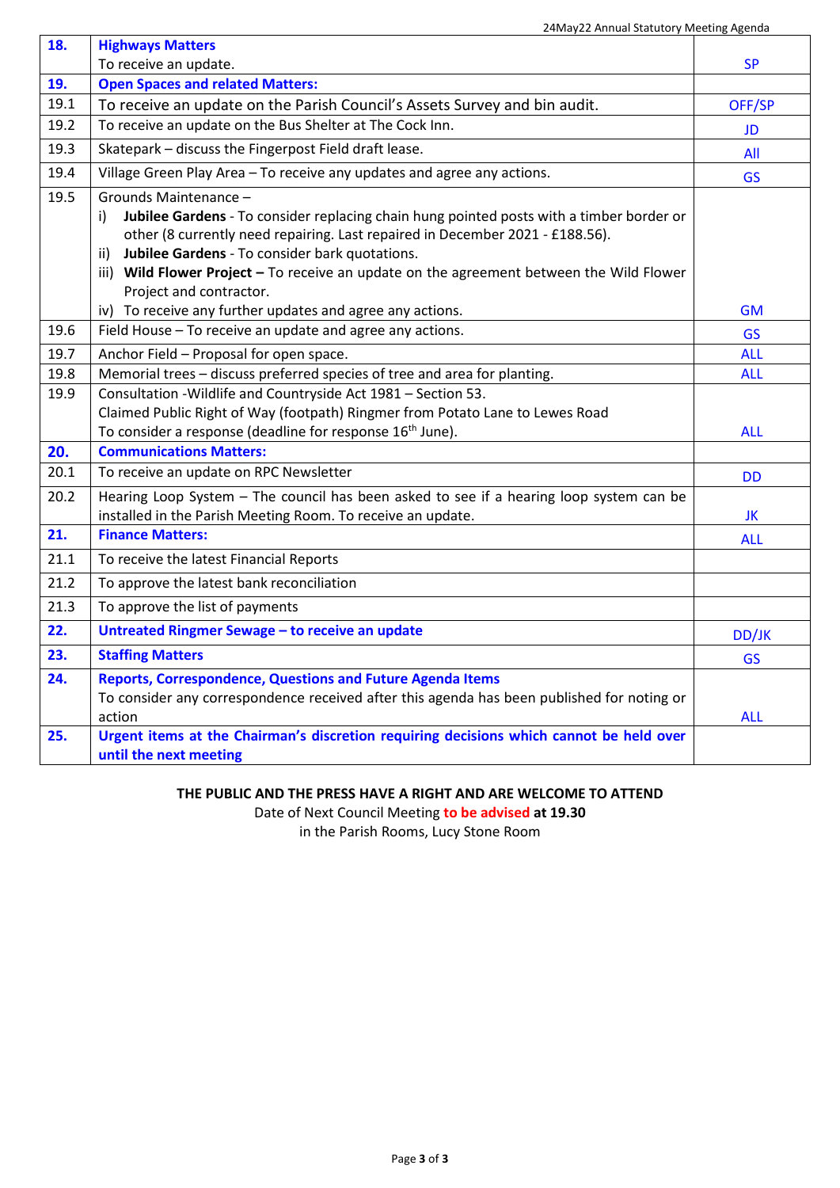| | | |
|---|---|---|
| **18.** | **Highways Matters**<br>To receive an update. | SP |
| **19.** | **Open Spaces and related Matters:** | |
| 19.1 | To receive an update on the Parish Council's Assets Survey and bin audit. | OFF/SP |
| 19.2 | To receive an update on the Bus Shelter at The Cock Inn. | JD |
| 19.3 | Skatepark – discuss the Fingerpost Field draft lease. | All |
| 19.4 | Village Green Play Area – To receive any updates and agree any actions. | GS |
| 19.5 | Grounds Maintenance –<br>i) **Jubilee Gardens** - To consider replacing chain hung pointed posts with a timber border or other (8 currently need repairing. Last repaired in December 2021 - £188.56).<br>ii) **Jubilee Gardens** - To consider bark quotations.<br>iii) **Wild Flower Project –** To receive an update on the agreement between the Wild Flower Project and contractor.<br>iv) To receive any further updates and agree any actions. | GM |
| 19.6 | Field House – To receive an update and agree any actions. | GS |
| 19.7 | Anchor Field – Proposal for open space. | ALL |
| 19.8 | Memorial trees – discuss preferred species of tree and area for planting. | ALL |
| 19.9 | Consultation -Wildlife and Countryside Act 1981 – Section 53.<br>Claimed Public Right of Way (footpath) Ringmer from Potato Lane to Lewes Road<br>To consider a response (deadline for response 16th June). | ALL |
| **20.** | **Communications Matters:** | |
| 20.1 | To receive an update on RPC Newsletter | DD |
| 20.2 | Hearing Loop System – The council has been asked to see if a hearing loop system can be installed in the Parish Meeting Room. To receive an update. | JK |
| **21.** | **Finance Matters:** | ALL |
| 21.1 | To receive the latest Financial Reports | |
| 21.2 | To approve the latest bank reconciliation | |
| 21.3 | To approve the list of payments | |
| **22.** | **Untreated Ringmer Sewage – to receive an update** | DD/JK |
| **23.** | **Staffing Matters** | GS |
| **24.** | **Reports, Correspondence, Questions and Future Agenda Items**<br>To consider any correspondence received after this agenda has been published for noting or action | ALL |
| **25.** | **Urgent items at the Chairman's discretion requiring decisions which cannot be held over until the next meeting** | |

**THE PUBLIC AND THE PRESS HAVE A RIGHT AND ARE WELCOME TO ATTEND**

Date of Next Council Meeting **to be advised at 19.30**

in the Parish Rooms, Lucy Stone Room